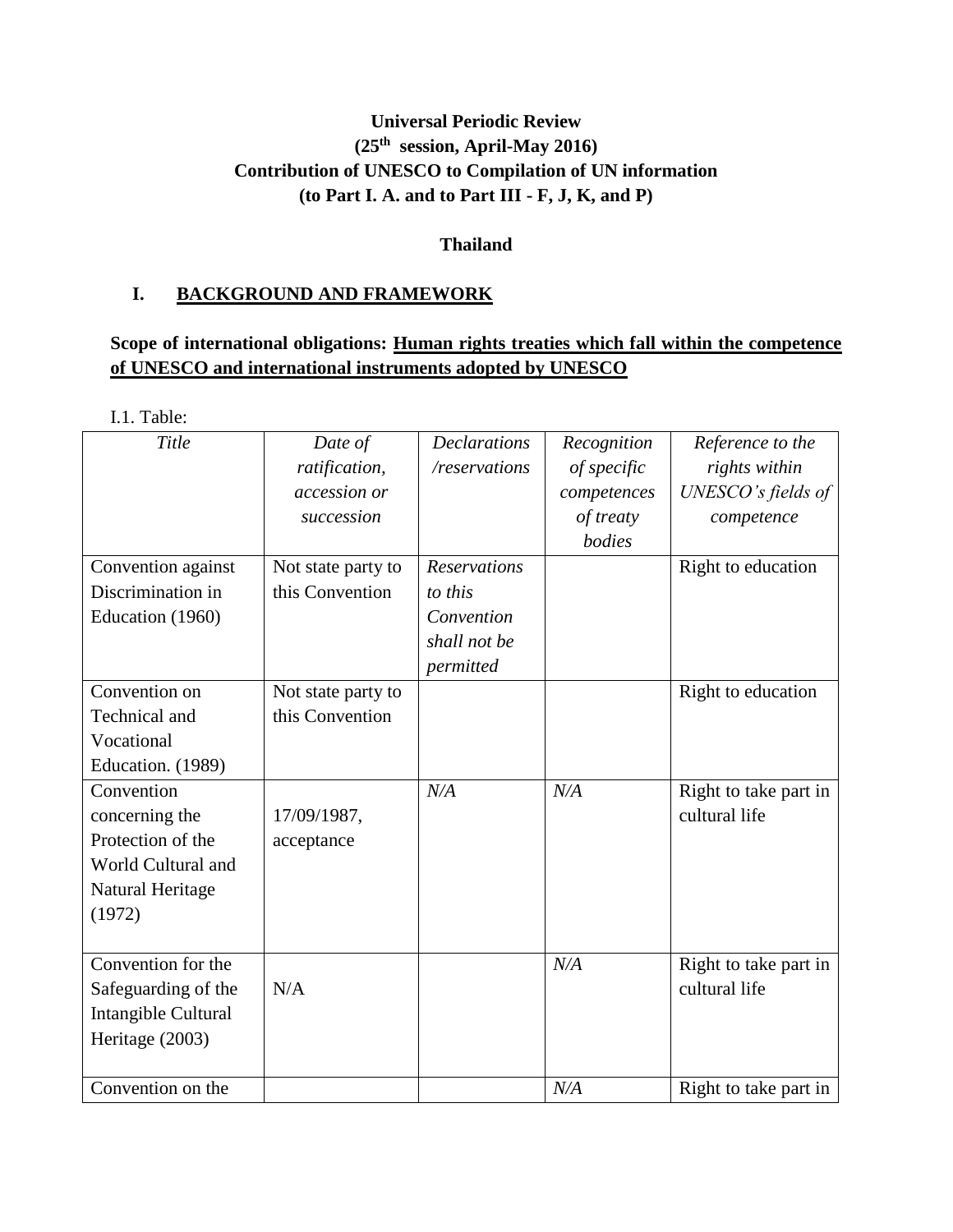**Universal Periodic Review**
**(25th session, April-May 2016)**
**Contribution of UNESCO to Compilation of UN information**
**(to Part I. A. and to Part III - F, J, K, and P)**

**Thailand**

# I. BACKGROUND AND FRAMEWORK

**Scope of international obligations: Human rights treaties which fall within the competence of UNESCO and international instruments adopted by UNESCO**

I.1. Table:

| *Title* | *Date of ratification, accession or succession* | *Declarations /reservations* | *Recognition of specific competences of treaty bodies* | *Reference to the rights within UNESCO's fields of competence* |
|---|---|---|---|---|
| Convention against Discrimination in Education (1960) | Not state party to this Convention | *Reservations to this Convention shall not be permitted* | | Right to education |
| Convention on Technical and Vocational Education. (1989) | Not state party to this Convention | | | Right to education |
| Convention concerning the Protection of the World Cultural and Natural Heritage (1972) | 17/09/1987, acceptance | *N/A* | *N/A* | Right to take part in cultural life |
| Convention for the Safeguarding of the Intangible Cultural Heritage (2003) | N/A | | *N/A* | Right to take part in cultural life |
| Convention on the | | | *N/A* | Right to take part in |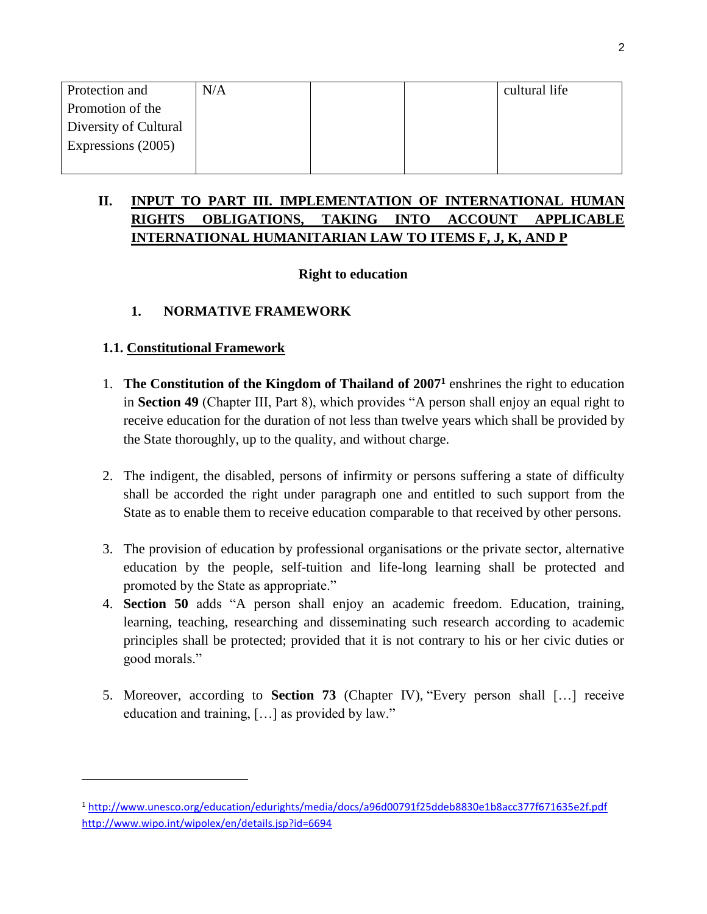| Protection and Promotion of the Diversity of Cultural Expressions (2005) | N/A | | | cultural life |
|---|---|---|---|---|

## II. INPUT TO PART III. IMPLEMENTATION OF INTERNATIONAL HUMAN RIGHTS OBLIGATIONS, TAKING INTO ACCOUNT APPLICABLE INTERNATIONAL HUMANITARIAN LAW TO ITEMS F, J, K, AND P

**Right to education**

### 1. NORMATIVE FRAMEWORK

#### 1.1. Constitutional Framework

1. **The Constitution of the Kingdom of Thailand of 2007**[1] enshrines the right to education in **Section 49** (Chapter III, Part 8), which provides "A person shall enjoy an equal right to receive education for the duration of not less than twelve years which shall be provided by the State thoroughly, up to the quality, and without charge.

2. The indigent, the disabled, persons of infirmity or persons suffering a state of difficulty shall be accorded the right under paragraph one and entitled to such support from the State as to enable them to receive education comparable to that received by other persons.

3. The provision of education by professional organisations or the private sector, alternative education by the people, self-tuition and life-long learning shall be protected and promoted by the State as appropriate."

4. **Section 50** adds "A person shall enjoy an academic freedom. Education, training, learning, teaching, researching and disseminating such research according to academic principles shall be protected; provided that it is not contrary to his or her civic duties or good morals."

5. Moreover, according to **Section 73** (Chapter IV), "Every person shall […] receive education and training, […] as provided by law."

---

[1] http://www.unesco.org/education/edurights/media/docs/a96d00791f25ddeb8830e1b8acc377f671635e2f.pdf
http://www.wipo.int/wipolex/en/details.jsp?id=6694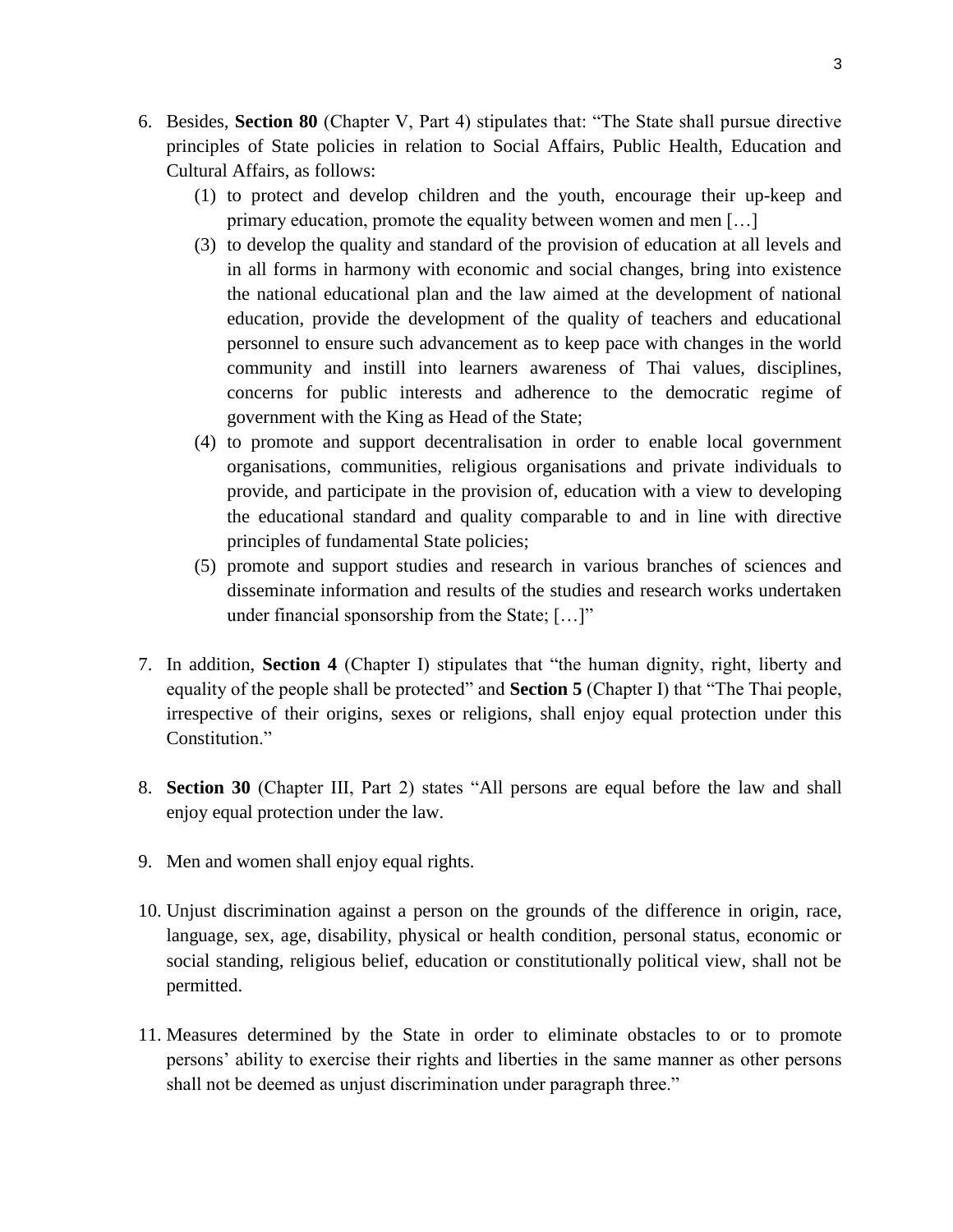6. Besides, **Section 80** (Chapter V, Part 4) stipulates that: "The State shall pursue directive principles of State policies in relation to Social Affairs, Public Health, Education and Cultural Affairs, as follows:
   (1) to protect and develop children and the youth, encourage their up-keep and primary education, promote the equality between women and men […]
   (3) to develop the quality and standard of the provision of education at all levels and in all forms in harmony with economic and social changes, bring into existence the national educational plan and the law aimed at the development of national education, provide the development of the quality of teachers and educational personnel to ensure such advancement as to keep pace with changes in the world community and instill into learners awareness of Thai values, disciplines, concerns for public interests and adherence to the democratic regime of government with the King as Head of the State;
   (4) to promote and support decentralisation in order to enable local government organisations, communities, religious organisations and private individuals to provide, and participate in the provision of, education with a view to developing the educational standard and quality comparable to and in line with directive principles of fundamental State policies;
   (5) promote and support studies and research in various branches of sciences and disseminate information and results of the studies and research works undertaken under financial sponsorship from the State; […]"

7. In addition, **Section 4** (Chapter I) stipulates that "the human dignity, right, liberty and equality of the people shall be protected" and **Section 5** (Chapter I) that "The Thai people, irrespective of their origins, sexes or religions, shall enjoy equal protection under this Constitution."

8. **Section 30** (Chapter III, Part 2) states "All persons are equal before the law and shall enjoy equal protection under the law.

9. Men and women shall enjoy equal rights.

10. Unjust discrimination against a person on the grounds of the difference in origin, race, language, sex, age, disability, physical or health condition, personal status, economic or social standing, religious belief, education or constitutionally political view, shall not be permitted.

11. Measures determined by the State in order to eliminate obstacles to or to promote persons' ability to exercise their rights and liberties in the same manner as other persons shall not be deemed as unjust discrimination under paragraph three."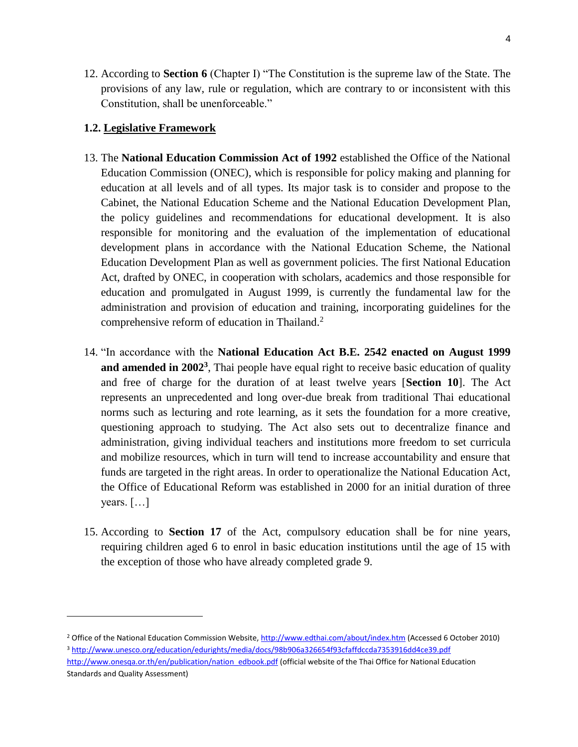12. According to **Section 6** (Chapter I) "The Constitution is the supreme law of the State. The provisions of any law, rule or regulation, which are contrary to or inconsistent with this Constitution, shall be unenforceable."

### 1.2. Legislative Framework

13. The **National Education Commission Act of 1992** established the Office of the National Education Commission (ONEC), which is responsible for policy making and planning for education at all levels and of all types. Its major task is to consider and propose to the Cabinet, the National Education Scheme and the National Education Development Plan, the policy guidelines and recommendations for educational development. It is also responsible for monitoring and the evaluation of the implementation of educational development plans in accordance with the National Education Scheme, the National Education Development Plan as well as government policies. The first National Education Act, drafted by ONEC, in cooperation with scholars, academics and those responsible for education and promulgated in August 1999, is currently the fundamental law for the administration and provision of education and training, incorporating guidelines for the comprehensive reform of education in Thailand.[2]

14. "In accordance with the **National Education Act B.E. 2542 enacted on August 1999 and amended in 2002[3]**, Thai people have equal right to receive basic education of quality and free of charge for the duration of at least twelve years [**Section 10**]. The Act represents an unprecedented and long over-due break from traditional Thai educational norms such as lecturing and rote learning, as it sets the foundation for a more creative, questioning approach to studying. The Act also sets out to decentralize finance and administration, giving individual teachers and institutions more freedom to set curricula and mobilize resources, which in turn will tend to increase accountability and ensure that funds are targeted in the right areas. In order to operationalize the National Education Act, the Office of Educational Reform was established in 2000 for an initial duration of three years. […]

15. According to **Section 17** of the Act, compulsory education shall be for nine years, requiring children aged 6 to enrol in basic education institutions until the age of 15 with the exception of those who have already completed grade 9.

---

[2] Office of the National Education Commission Website, http://www.edthai.com/about/index.htm (Accessed 6 October 2010)

[3] http://www.unesco.org/education/edurights/media/docs/98b906a326654f93cfaffdccda7353916dd4ce39.pdf
http://www.onesqa.or.th/en/publication/nation_edbook.pdf (official website of the Thai Office for National Education Standards and Quality Assessment)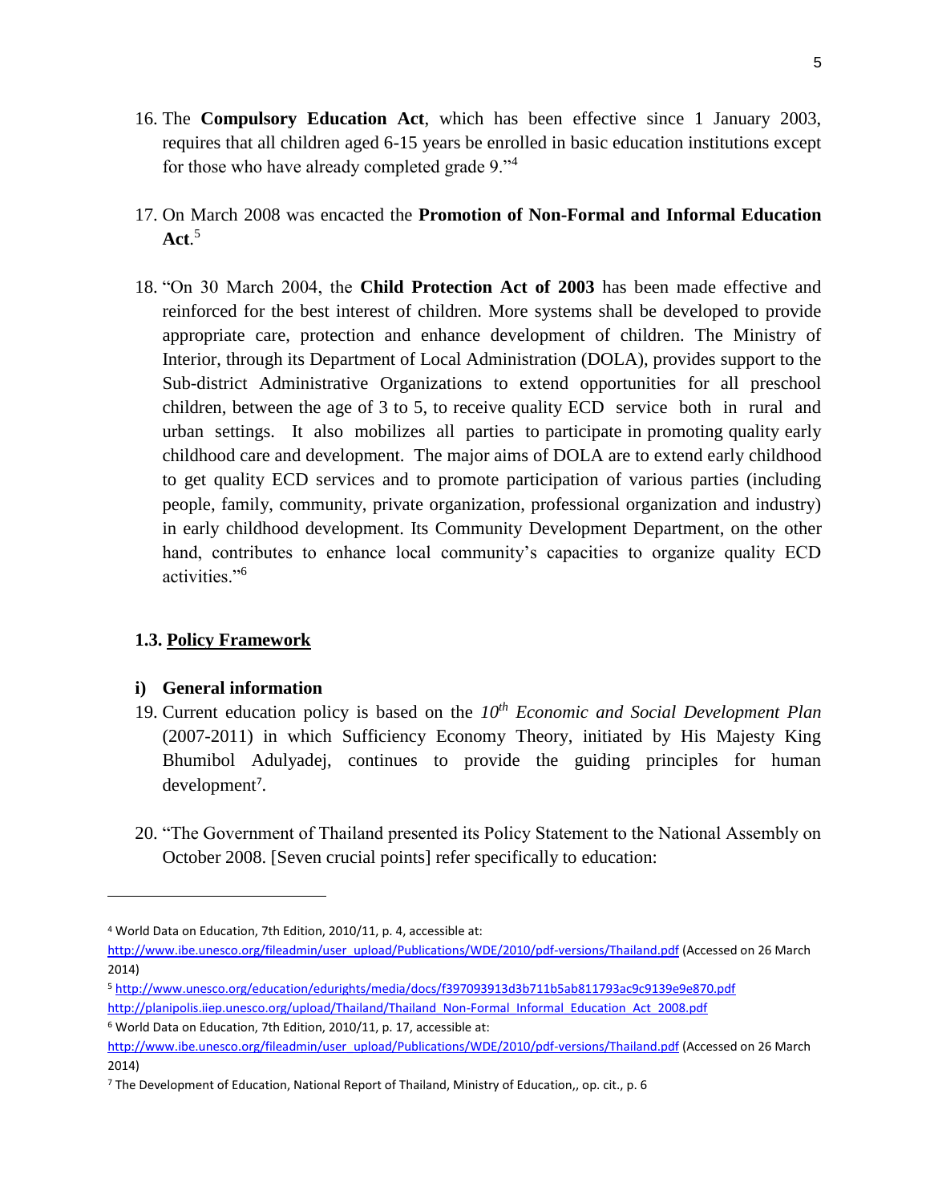16. The **Compulsory Education Act**, which has been effective since 1 January 2003, requires that all children aged 6-15 years be enrolled in basic education institutions except for those who have already completed grade 9."[4]

17. On March 2008 was encacted the **Promotion of Non-Formal and Informal Education Act**.[5]

18. "On 30 March 2004, the **Child Protection Act of 2003** has been made effective and reinforced for the best interest of children. More systems shall be developed to provide appropriate care, protection and enhance development of children. The Ministry of Interior, through its Department of Local Administration (DOLA), provides support to the Sub-district Administrative Organizations to extend opportunities for all preschool children, between the age of 3 to 5, to receive quality ECD service both in rural and urban settings. It also mobilizes all parties to participate in promoting quality early childhood care and development. The major aims of DOLA are to extend early childhood to get quality ECD services and to promote participation of various parties (including people, family, community, private organization, professional organization and industry) in early childhood development. Its Community Development Department, on the other hand, contributes to enhance local community's capacities to organize quality ECD activities."[6]

### 1.3. Policy Framework

#### i) General information

19. Current education policy is based on the *10th Economic and Social Development Plan* (2007-2011) in which Sufficiency Economy Theory, initiated by His Majesty King Bhumibol Adulyadej, continues to provide the guiding principles for human development[7].

20. "The Government of Thailand presented its Policy Statement to the National Assembly on October 2008. [Seven crucial points] refer specifically to education:

---

[4] World Data on Education, 7th Edition, 2010/11, p. 4, accessible at: http://www.ibe.unesco.org/fileadmin/user_upload/Publications/WDE/2010/pdf-versions/Thailand.pdf (Accessed on 26 March 2014)

[5] http://www.unesco.org/education/edurights/media/docs/f397093913d3b711b5ab811793ac9c9139e9e870.pdf
http://planipolis.iiep.unesco.org/upload/Thailand/Thailand_Non-Formal_Informal_Education_Act_2008.pdf

[6] World Data on Education, 7th Edition, 2010/11, p. 17, accessible at: http://www.ibe.unesco.org/fileadmin/user_upload/Publications/WDE/2010/pdf-versions/Thailand.pdf (Accessed on 26 March 2014)

[7] The Development of Education, National Report of Thailand, Ministry of Education,, op. cit., p. 6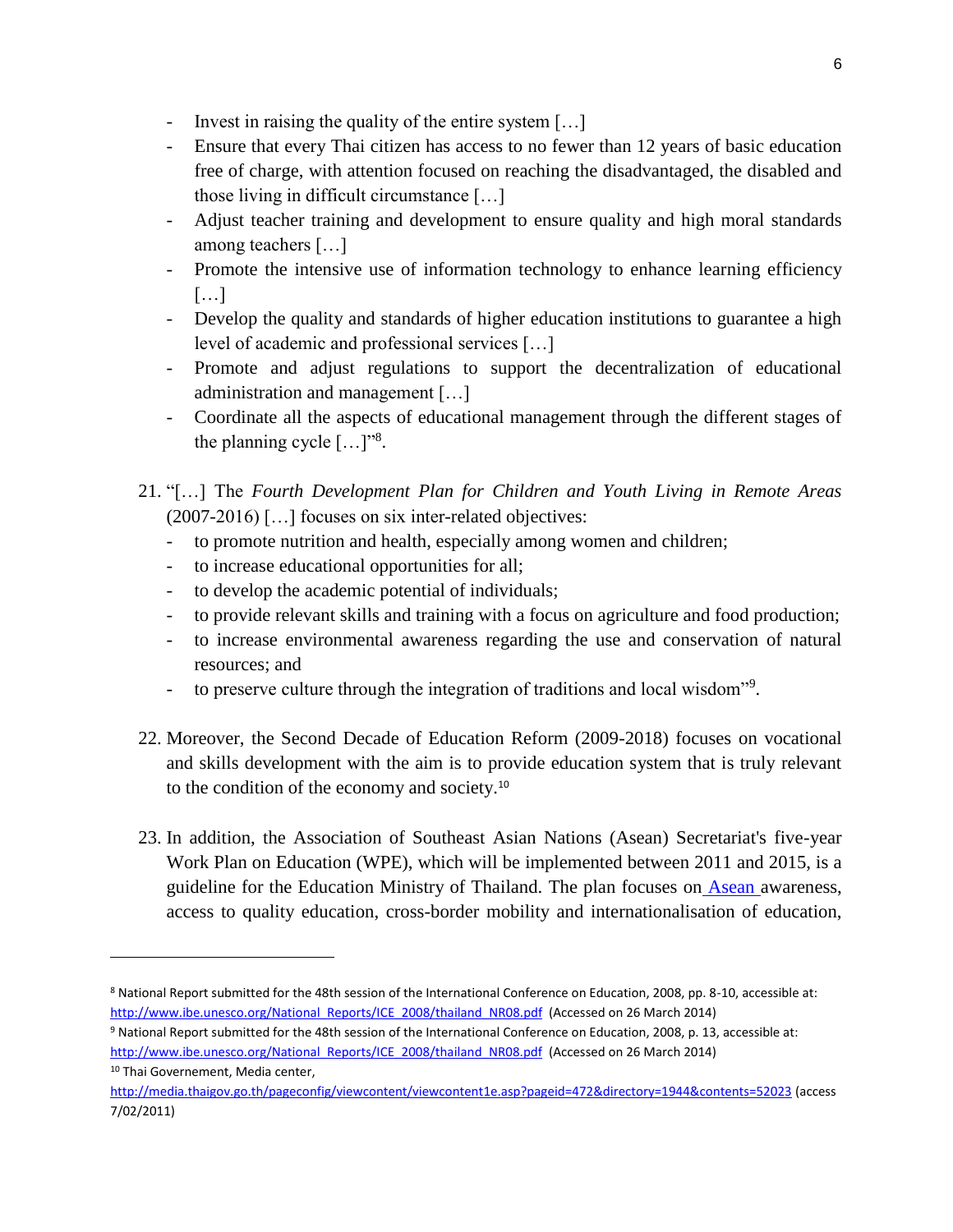- Invest in raising the quality of the entire system […]
- Ensure that every Thai citizen has access to no fewer than 12 years of basic education free of charge, with attention focused on reaching the disadvantaged, the disabled and those living in difficult circumstance […]
- Adjust teacher training and development to ensure quality and high moral standards among teachers […]
- Promote the intensive use of information technology to enhance learning efficiency […]
- Develop the quality and standards of higher education institutions to guarantee a high level of academic and professional services […]
- Promote and adjust regulations to support the decentralization of educational administration and management […]
- Coordinate all the aspects of educational management through the different stages of the planning cycle […]"[8].

21. "[…] The *Fourth Development Plan for Children and Youth Living in Remote Areas* (2007-2016) […] focuses on six inter-related objectives:
    - to promote nutrition and health, especially among women and children;
    - to increase educational opportunities for all;
    - to develop the academic potential of individuals;
    - to provide relevant skills and training with a focus on agriculture and food production;
    - to increase environmental awareness regarding the use and conservation of natural resources; and
    - to preserve culture through the integration of traditions and local wisdom"[9].

22. Moreover, the Second Decade of Education Reform (2009-2018) focuses on vocational and skills development with the aim is to provide education system that is truly relevant to the condition of the economy and society.[10]

23. In addition, the Association of Southeast Asian Nations (Asean) Secretariat's five-year Work Plan on Education (WPE), which will be implemented between 2011 and 2015, is a guideline for the Education Ministry of Thailand. The plan focuses on Asean awareness, access to quality education, cross-border mobility and internationalisation of education,

---

[8] National Report submitted for the 48th session of the International Conference on Education, 2008, pp. 8-10, accessible at: http://www.ibe.unesco.org/National_Reports/ICE_2008/thailand_NR08.pdf (Accessed on 26 March 2014)

[9] National Report submitted for the 48th session of the International Conference on Education, 2008, p. 13, accessible at: http://www.ibe.unesco.org/National_Reports/ICE_2008/thailand_NR08.pdf (Accessed on 26 March 2014)

[10] Thai Governement, Media center, http://media.thaigov.go.th/pageconfig/viewcontent/viewcontent1e.asp?pageid=472&directory=1944&contents=52023 (access 7/02/2011)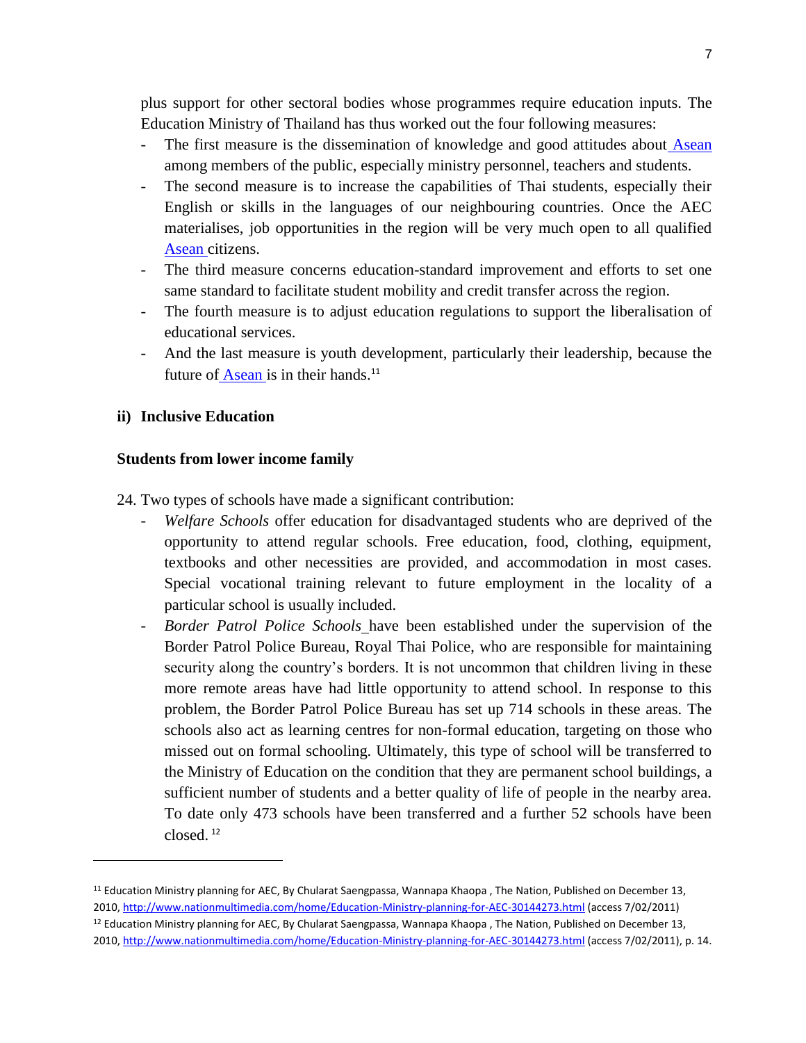plus support for other sectoral bodies whose programmes require education inputs. The Education Ministry of Thailand has thus worked out the four following measures:

- The first measure is the dissemination of knowledge and good attitudes about Asean among members of the public, especially ministry personnel, teachers and students.
- The second measure is to increase the capabilities of Thai students, especially their English or skills in the languages of our neighbouring countries. Once the AEC materialises, job opportunities in the region will be very much open to all qualified Asean citizens.
- The third measure concerns education-standard improvement and efforts to set one same standard to facilitate student mobility and credit transfer across the region.
- The fourth measure is to adjust education regulations to support the liberalisation of educational services.
- And the last measure is youth development, particularly their leadership, because the future of Asean is in their hands.[11]

### ii) Inclusive Education

#### Students from lower income family

24. Two types of schools have made a significant contribution:
    - *Welfare Schools* offer education for disadvantaged students who are deprived of the opportunity to attend regular schools. Free education, food, clothing, equipment, textbooks and other necessities are provided, and accommodation in most cases. Special vocational training relevant to future employment in the locality of a particular school is usually included.
    - *Border Patrol Police Schools* have been established under the supervision of the Border Patrol Police Bureau, Royal Thai Police, who are responsible for maintaining security along the country's borders. It is not uncommon that children living in these more remote areas have had little opportunity to attend school. In response to this problem, the Border Patrol Police Bureau has set up 714 schools in these areas. The schools also act as learning centres for non-formal education, targeting on those who missed out on formal schooling. Ultimately, this type of school will be transferred to the Ministry of Education on the condition that they are permanent school buildings, a sufficient number of students and a better quality of life of people in the nearby area. To date only 473 schools have been transferred and a further 52 schools have been closed.[12]

---

[11] Education Ministry planning for AEC, By Chularat Saengpassa, Wannapa Khaopa , The Nation, Published on December 13, 2010, http://www.nationmultimedia.com/home/Education-Ministry-planning-for-AEC-30144273.html (access 7/02/2011)

[12] Education Ministry planning for AEC, By Chularat Saengpassa, Wannapa Khaopa , The Nation, Published on December 13, 2010, http://www.nationmultimedia.com/home/Education-Ministry-planning-for-AEC-30144273.html (access 7/02/2011), p. 14.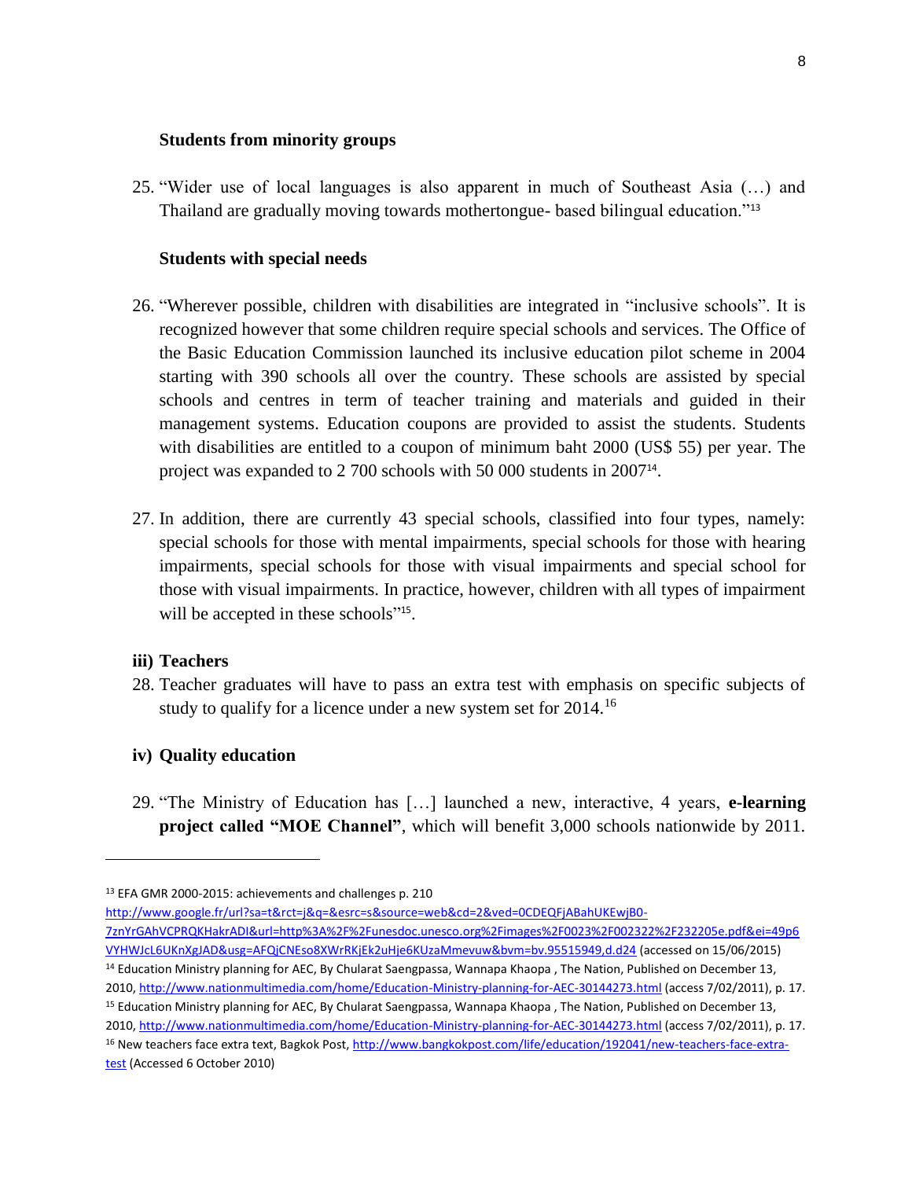**Students from minority groups**

25. "Wider use of local languages is also apparent in much of Southeast Asia (…) and Thailand are gradually moving towards mothertongue- based bilingual education."[13]

**Students with special needs**

26. "Wherever possible, children with disabilities are integrated in "inclusive schools". It is recognized however that some children require special schools and services. The Office of the Basic Education Commission launched its inclusive education pilot scheme in 2004 starting with 390 schools all over the country. These schools are assisted by special schools and centres in term of teacher training and materials and guided in their management systems. Education coupons are provided to assist the students. Students with disabilities are entitled to a coupon of minimum baht 2000 (US$ 55) per year. The project was expanded to 2 700 schools with 50 000 students in 2007[14].

27. In addition, there are currently 43 special schools, classified into four types, namely: special schools for those with mental impairments, special schools for those with hearing impairments, special schools for those with visual impairments and special school for those with visual impairments. In practice, however, children with all types of impairment will be accepted in these schools"[15].

### iii) Teachers

28. Teacher graduates will have to pass an extra test with emphasis on specific subjects of study to qualify for a licence under a new system set for 2014.[16]

### iv) Quality education

29. "The Ministry of Education has […] launched a new, interactive, 4 years, **e-learning project called "MOE Channel"**, which will benefit 3,000 schools nationwide by 2011.

---

[13] EFA GMR 2000-2015: achievements and challenges p. 210 http://www.google.fr/url?sa=t&rct=j&q=&esrc=s&source=web&cd=2&ved=0CDEQFjABahUKEwjB0-7znYrGAhVCPRQKHakrADI&url=http%3A%2F%2Funesdoc.unesco.org%2Fimages%2F0023%2F002322%2F232205e.pdf&ei=49p6VYHWJcL6UKnXgJAD&usg=AFQjCNEso8XWrRKjEk2uHje6KUzaMmevuw&bvm=bv.95515949,d.d24 (accessed on 15/06/2015)

[14] Education Ministry planning for AEC, By Chularat Saengpassa, Wannapa Khaopa , The Nation, Published on December 13, 2010, http://www.nationmultimedia.com/home/Education-Ministry-planning-for-AEC-30144273.html (access 7/02/2011), p. 17.

[15] Education Ministry planning for AEC, By Chularat Saengpassa, Wannapa Khaopa , The Nation, Published on December 13, 2010, http://www.nationmultimedia.com/home/Education-Ministry-planning-for-AEC-30144273.html (access 7/02/2011), p. 17.

[16] New teachers face extra text, Bagkok Post, http://www.bangkokpost.com/life/education/192041/new-teachers-face-extra-test (Accessed 6 October 2010)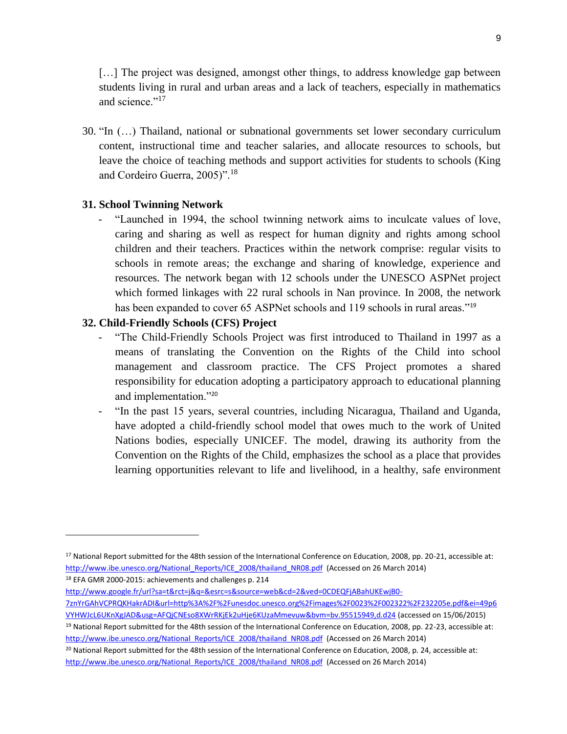[…] The project was designed, amongst other things, to address knowledge gap between students living in rural and urban areas and a lack of teachers, especially in mathematics and science."[17]

30. "In (…) Thailand, national or subnational governments set lower secondary curriculum content, instructional time and teacher salaries, and allocate resources to schools, but leave the choice of teaching methods and support activities for students to schools (King and Cordeiro Guerra, 2005)".[18]

**31. School Twinning Network**

- "Launched in 1994, the school twinning network aims to inculcate values of love, caring and sharing as well as respect for human dignity and rights among school children and their teachers. Practices within the network comprise: regular visits to schools in remote areas; the exchange and sharing of knowledge, experience and resources. The network began with 12 schools under the UNESCO ASPNet project which formed linkages with 22 rural schools in Nan province. In 2008, the network has been expanded to cover 65 ASPNet schools and 119 schools in rural areas."[19]

**32. Child-Friendly Schools (CFS) Project**

- "The Child-Friendly Schools Project was first introduced to Thailand in 1997 as a means of translating the Convention on the Rights of the Child into school management and classroom practice. The CFS Project promotes a shared responsibility for education adopting a participatory approach to educational planning and implementation."[20]
- "In the past 15 years, several countries, including Nicaragua, Thailand and Uganda, have adopted a child-friendly school model that owes much to the work of United Nations bodies, especially UNICEF. The model, drawing its authority from the Convention on the Rights of the Child, emphasizes the school as a place that provides learning opportunities relevant to life and livelihood, in a healthy, safe environment

---

[17] National Report submitted for the 48th session of the International Conference on Education, 2008, pp. 20-21, accessible at: http://www.ibe.unesco.org/National_Reports/ICE_2008/thailand_NR08.pdf (Accessed on 26 March 2014)

[18] EFA GMR 2000-2015: achievements and challenges p. 214 http://www.google.fr/url?sa=t&rct=j&q=&esrc=s&source=web&cd=2&ved=0CDEQFjABahUKEwjB0-7znYrGAhVCPRQKHakrADI&url=http%3A%2F%2Funesdoc.unesco.org%2Fimages%2F0023%2F002322%2F232205e.pdf&ei=49p6VYHWJcL6UKnXgJAD&usg=AFQjCNEso8XWrRKjEk2uHje6KUzaMmevuw&bvm=bv.95515949,d.d24 (accessed on 15/06/2015)

[19] National Report submitted for the 48th session of the International Conference on Education, 2008, pp. 22-23, accessible at: http://www.ibe.unesco.org/National_Reports/ICE_2008/thailand_NR08.pdf (Accessed on 26 March 2014)

[20] National Report submitted for the 48th session of the International Conference on Education, 2008, p. 24, accessible at: http://www.ibe.unesco.org/National_Reports/ICE_2008/thailand_NR08.pdf (Accessed on 26 March 2014)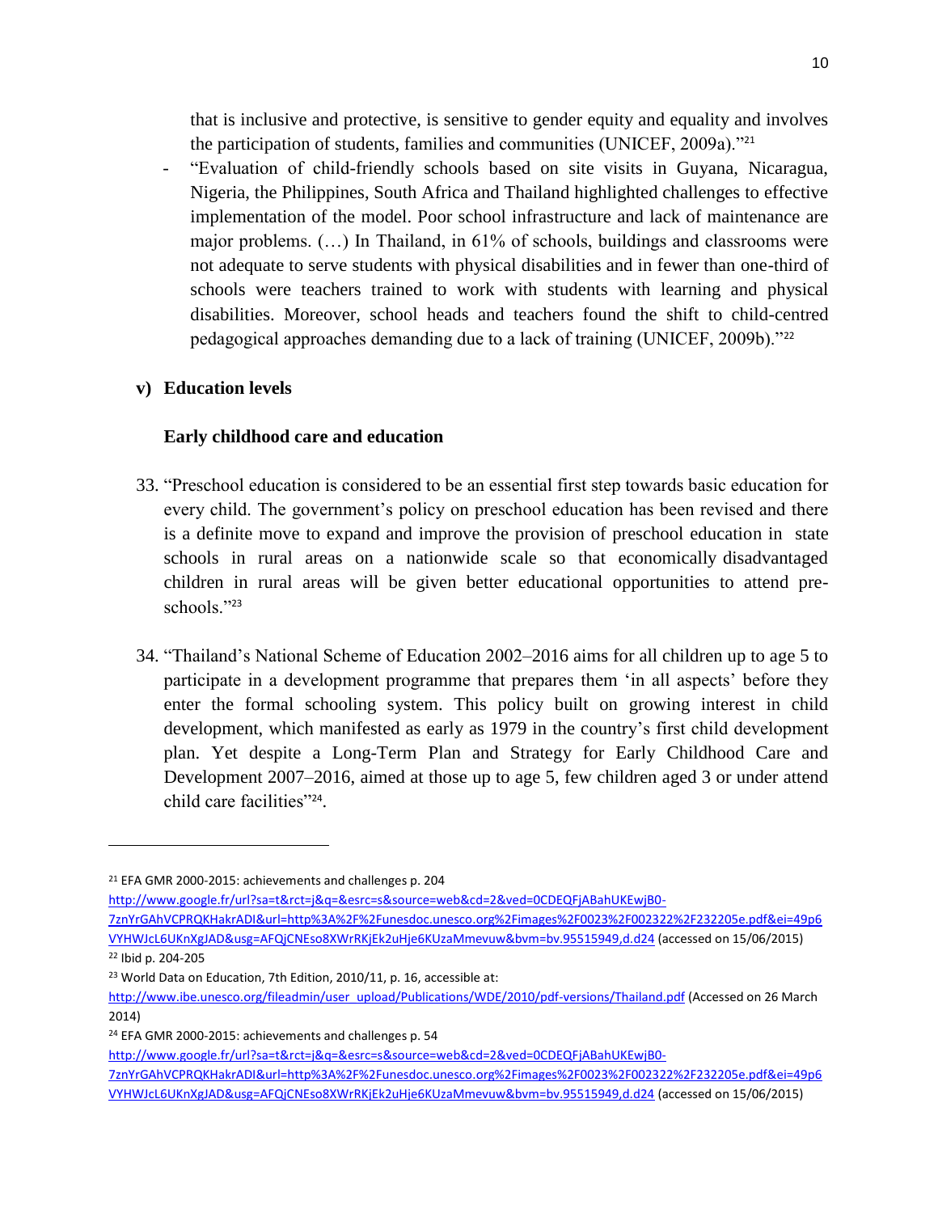that is inclusive and protective, is sensitive to gender equity and equality and involves the participation of students, families and communities (UNICEF, 2009a)."[21]

- "Evaluation of child-friendly schools based on site visits in Guyana, Nicaragua, Nigeria, the Philippines, South Africa and Thailand highlighted challenges to effective implementation of the model. Poor school infrastructure and lack of maintenance are major problems. (…) In Thailand, in 61% of schools, buildings and classrooms were not adequate to serve students with physical disabilities and in fewer than one-third of schools were teachers trained to work with students with learning and physical disabilities. Moreover, school heads and teachers found the shift to child-centred pedagogical approaches demanding due to a lack of training (UNICEF, 2009b)."[22]

**v) Education levels**

**Early childhood care and education**

33. "Preschool education is considered to be an essential first step towards basic education for every child. The government's policy on preschool education has been revised and there is a definite move to expand and improve the provision of preschool education in state schools in rural areas on a nationwide scale so that economically disadvantaged children in rural areas will be given better educational opportunities to attend pre-schools."[23]

34. "Thailand's National Scheme of Education 2002–2016 aims for all children up to age 5 to participate in a development programme that prepares them 'in all aspects' before they enter the formal schooling system. This policy built on growing interest in child development, which manifested as early as 1979 in the country's first child development plan. Yet despite a Long-Term Plan and Strategy for Early Childhood Care and Development 2007–2016, aimed at those up to age 5, few children aged 3 or under attend child care facilities"[24].

---

[21] EFA GMR 2000-2015: achievements and challenges p. 204 http://www.google.fr/url?sa=t&rct=j&q=&esrc=s&source=web&cd=2&ved=0CDEQFjABahUKEwjB0-7znYrGAhVCPRQKHakrADI&url=http%3A%2F%2Funesdoc.unesco.org%2Fimages%2F0023%2F002322%2F232205e.pdf&ei=49p6VYHWJcL6UKnXgJAD&usg=AFQjCNEso8XWrRKjEk2uHje6KUzaMmevuw&bvm=bv.95515949,d.d24 (accessed on 15/06/2015)

[22] Ibid p. 204-205

[23] World Data on Education, 7th Edition, 2010/11, p. 16, accessible at: http://www.ibe.unesco.org/fileadmin/user_upload/Publications/WDE/2010/pdf-versions/Thailand.pdf (Accessed on 26 March 2014)

[24] EFA GMR 2000-2015: achievements and challenges p. 54 http://www.google.fr/url?sa=t&rct=j&q=&esrc=s&source=web&cd=2&ved=0CDEQFjABahUKEwjB0-7znYrGAhVCPRQKHakrADI&url=http%3A%2F%2Funesdoc.unesco.org%2Fimages%2F0023%2F002322%2F232205e.pdf&ei=49p6VYHWJcL6UKnXgJAD&usg=AFQjCNEso8XWrRKjEk2uHje6KUzaMmevuw&bvm=bv.95515949,d.d24 (accessed on 15/06/2015)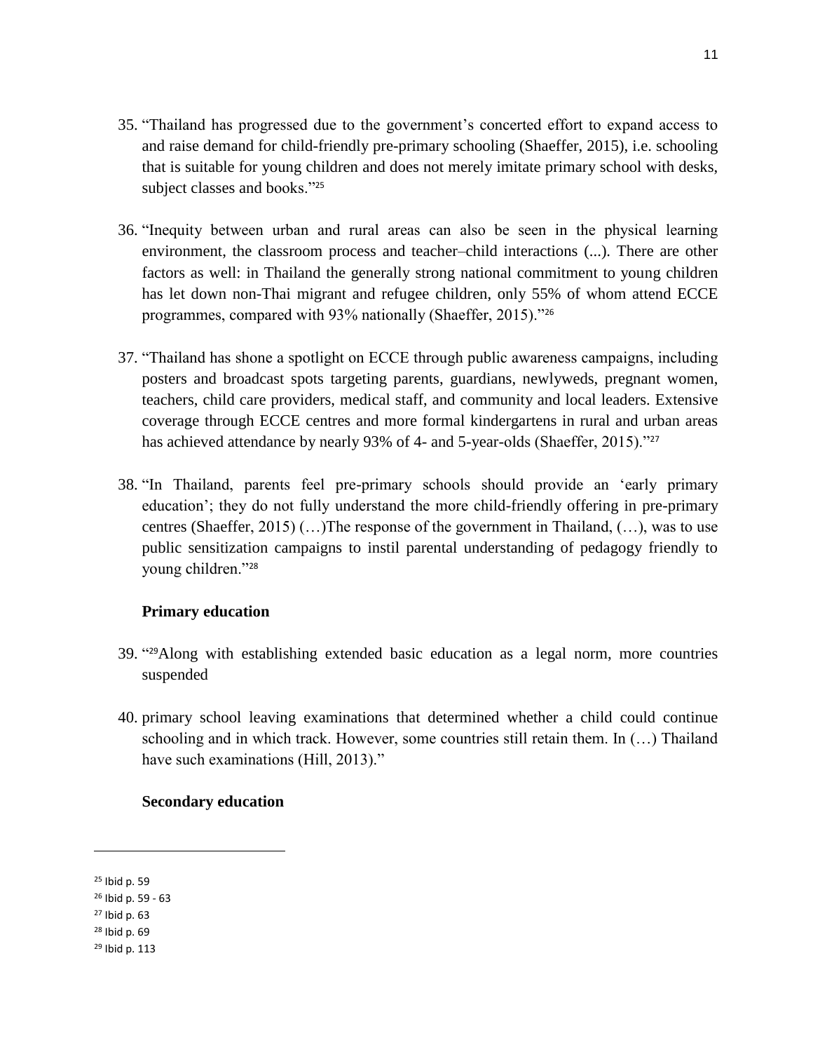35. "Thailand has progressed due to the government's concerted effort to expand access to and raise demand for child-friendly pre-primary schooling (Shaeffer, 2015), i.e. schooling that is suitable for young children and does not merely imitate primary school with desks, subject classes and books."[25]

36. "Inequity between urban and rural areas can also be seen in the physical learning environment, the classroom process and teacher–child interactions (...). There are other factors as well: in Thailand the generally strong national commitment to young children has let down non-Thai migrant and refugee children, only 55% of whom attend ECCE programmes, compared with 93% nationally (Shaeffer, 2015)."[26]

37. "Thailand has shone a spotlight on ECCE through public awareness campaigns, including posters and broadcast spots targeting parents, guardians, newlyweds, pregnant women, teachers, child care providers, medical staff, and community and local leaders. Extensive coverage through ECCE centres and more formal kindergartens in rural and urban areas has achieved attendance by nearly 93% of 4- and 5-year-olds (Shaeffer, 2015)."[27]

38. "In Thailand, parents feel pre-primary schools should provide an 'early primary education'; they do not fully understand the more child-friendly offering in pre-primary centres (Shaeffer, 2015) (…)The response of the government in Thailand, (…), was to use public sensitization campaigns to instil parental understanding of pedagogy friendly to young children."[28]

### Primary education

39. "[29]Along with establishing extended basic education as a legal norm, more countries suspended

40. primary school leaving examinations that determined whether a child could continue schooling and in which track. However, some countries still retain them. In (…) Thailand have such examinations (Hill, 2013)."

### Secondary education

---

[25] Ibid p. 59

[26] Ibid p. 59 - 63

[27] Ibid p. 63

[28] Ibid p. 69

[29] Ibid p. 113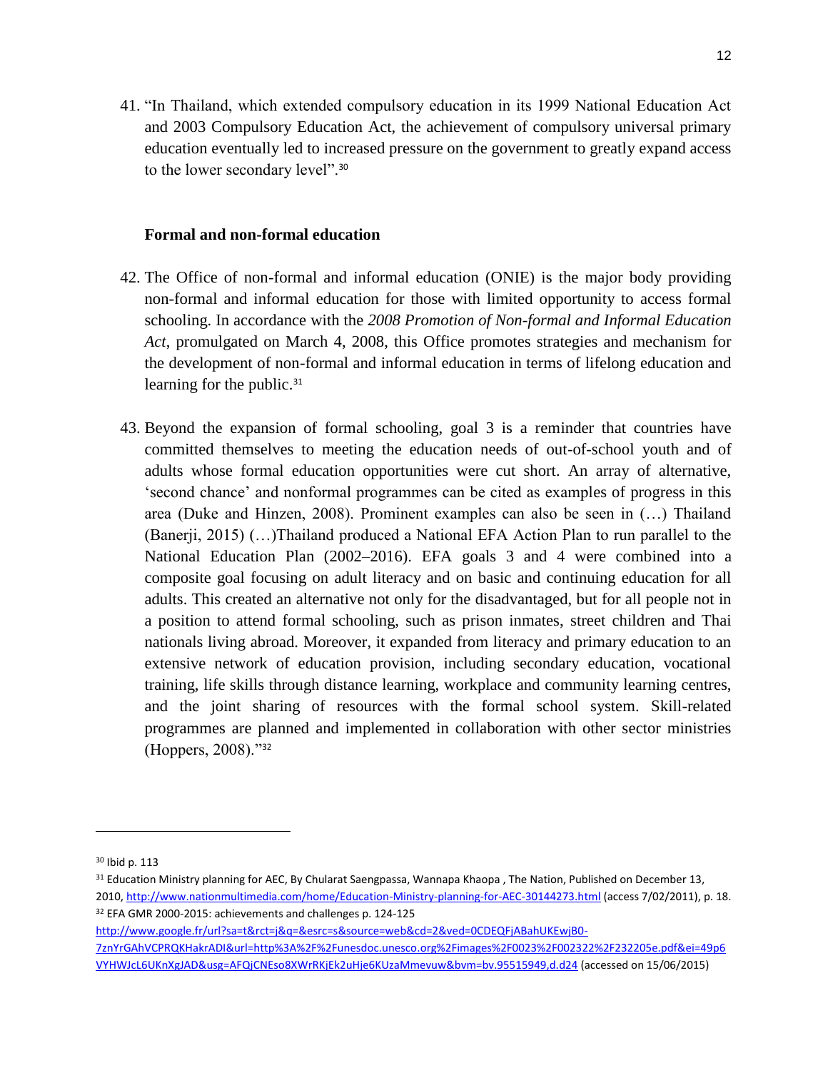41. "In Thailand, which extended compulsory education in its 1999 National Education Act and 2003 Compulsory Education Act, the achievement of compulsory universal primary education eventually led to increased pressure on the government to greatly expand access to the lower secondary level".[30]

**Formal and non-formal education**

42. The Office of non-formal and informal education (ONIE) is the major body providing non-formal and informal education for those with limited opportunity to access formal schooling. In accordance with the *2008 Promotion of Non-formal and Informal Education Act*, promulgated on March 4, 2008, this Office promotes strategies and mechanism for the development of non-formal and informal education in terms of lifelong education and learning for the public.[31]

43. Beyond the expansion of formal schooling, goal 3 is a reminder that countries have committed themselves to meeting the education needs of out-of-school youth and of adults whose formal education opportunities were cut short. An array of alternative, 'second chance' and nonformal programmes can be cited as examples of progress in this area (Duke and Hinzen, 2008). Prominent examples can also be seen in (…) Thailand (Banerji, 2015) (…)Thailand produced a National EFA Action Plan to run parallel to the National Education Plan (2002–2016). EFA goals 3 and 4 were combined into a composite goal focusing on adult literacy and on basic and continuing education for all adults. This created an alternative not only for the disadvantaged, but for all people not in a position to attend formal schooling, such as prison inmates, street children and Thai nationals living abroad. Moreover, it expanded from literacy and primary education to an extensive network of education provision, including secondary education, vocational training, life skills through distance learning, workplace and community learning centres, and the joint sharing of resources with the formal school system. Skill-related programmes are planned and implemented in collaboration with other sector ministries (Hoppers, 2008)."[32]

---

[30] Ibid p. 113

[31] Education Ministry planning for AEC, By Chularat Saengpassa, Wannapa Khaopa , The Nation, Published on December 13, 2010, http://www.nationmultimedia.com/home/Education-Ministry-planning-for-AEC-30144273.html (access 7/02/2011), p. 18.

[32] EFA GMR 2000-2015: achievements and challenges p. 124-125 http://www.google.fr/url?sa=t&rct=j&q=&esrc=s&source=web&cd=2&ved=0CDEQFjABahUKEwjB0-7znYrGAhVCPRQKHakrADI&url=http%3A%2F%2Funesdoc.unesco.org%2Fimages%2F0023%2F002322%2F232205e.pdf&ei=49p6VYHWJcL6UKnXgJAD&usg=AFQjCNEso8XWrRKjEk2uHje6KUzaMmevuw&bvm=bv.95515949,d.d24 (accessed on 15/06/2015)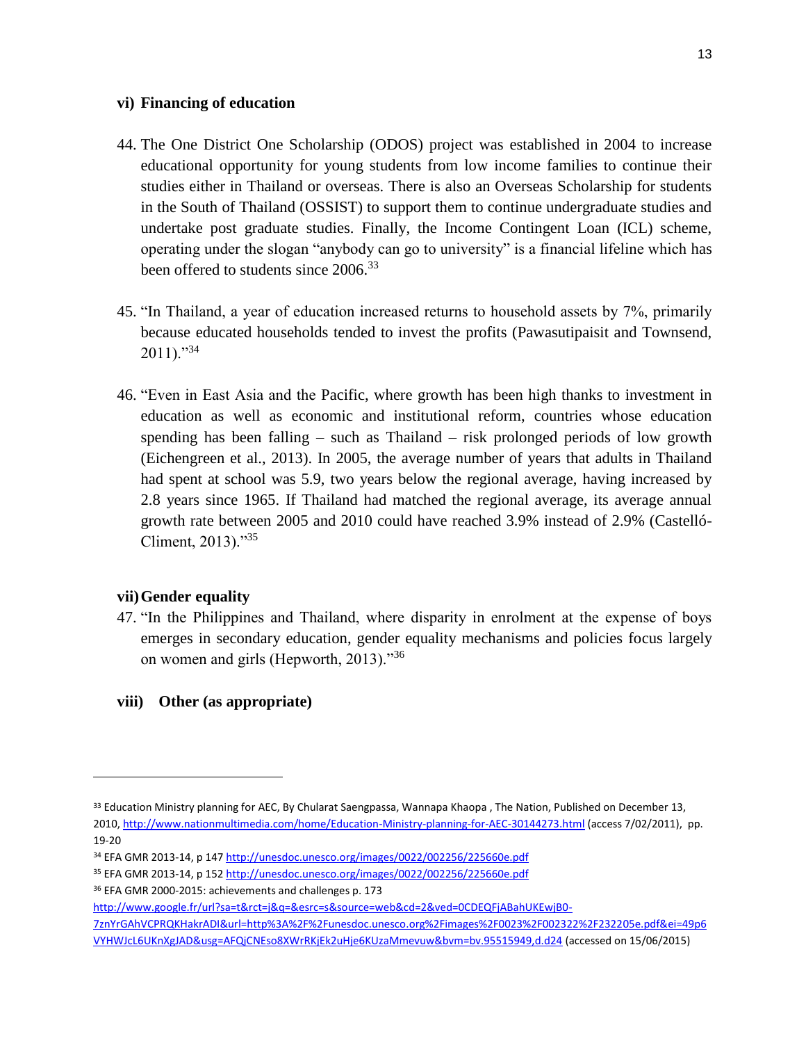### vi) Financing of education

44. The One District One Scholarship (ODOS) project was established in 2004 to increase educational opportunity for young students from low income families to continue their studies either in Thailand or overseas. There is also an Overseas Scholarship for students in the South of Thailand (OSSIST) to support them to continue undergraduate studies and undertake post graduate studies. Finally, the Income Contingent Loan (ICL) scheme, operating under the slogan "anybody can go to university" is a financial lifeline which has been offered to students since 2006.[33]

45. "In Thailand, a year of education increased returns to household assets by 7%, primarily because educated households tended to invest the profits (Pawasutipaisit and Townsend, 2011)."[34]

46. "Even in East Asia and the Pacific, where growth has been high thanks to investment in education as well as economic and institutional reform, countries whose education spending has been falling – such as Thailand – risk prolonged periods of low growth (Eichengreen et al., 2013). In 2005, the average number of years that adults in Thailand had spent at school was 5.9, two years below the regional average, having increased by 2.8 years since 1965. If Thailand had matched the regional average, its average annual growth rate between 2005 and 2010 could have reached 3.9% instead of 2.9% (Castelló-Climent, 2013)."[35]

### vii) Gender equality

47. "In the Philippines and Thailand, where disparity in enrolment at the expense of boys emerges in secondary education, gender equality mechanisms and policies focus largely on women and girls (Hepworth, 2013)."[36]

### viii) Other (as appropriate)

---

[33] Education Ministry planning for AEC, By Chularat Saengpassa, Wannapa Khaopa , The Nation, Published on December 13, 2010, http://www.nationmultimedia.com/home/Education-Ministry-planning-for-AEC-30144273.html (access 7/02/2011), pp. 19-20

[34] EFA GMR 2013-14, p 147 http://unesdoc.unesco.org/images/0022/002256/225660e.pdf

[35] EFA GMR 2013-14, p 152 http://unesdoc.unesco.org/images/0022/002256/225660e.pdf

[36] EFA GMR 2000-2015: achievements and challenges p. 173 http://www.google.fr/url?sa=t&rct=j&q=&esrc=s&source=web&cd=2&ved=0CDEQFjABahUKEwjB0-7znYrGAhVCPRQKHakrADI&url=http%3A%2F%2Funesdoc.unesco.org%2Fimages%2F0023%2F002322%2F232205e.pdf&ei=49p6VYHWJcL6UKnXgJAD&usg=AFQjCNEso8XWrRKjEk2uHje6KUzaMmevuw&bvm=bv.95515949,d.d24 (accessed on 15/06/2015)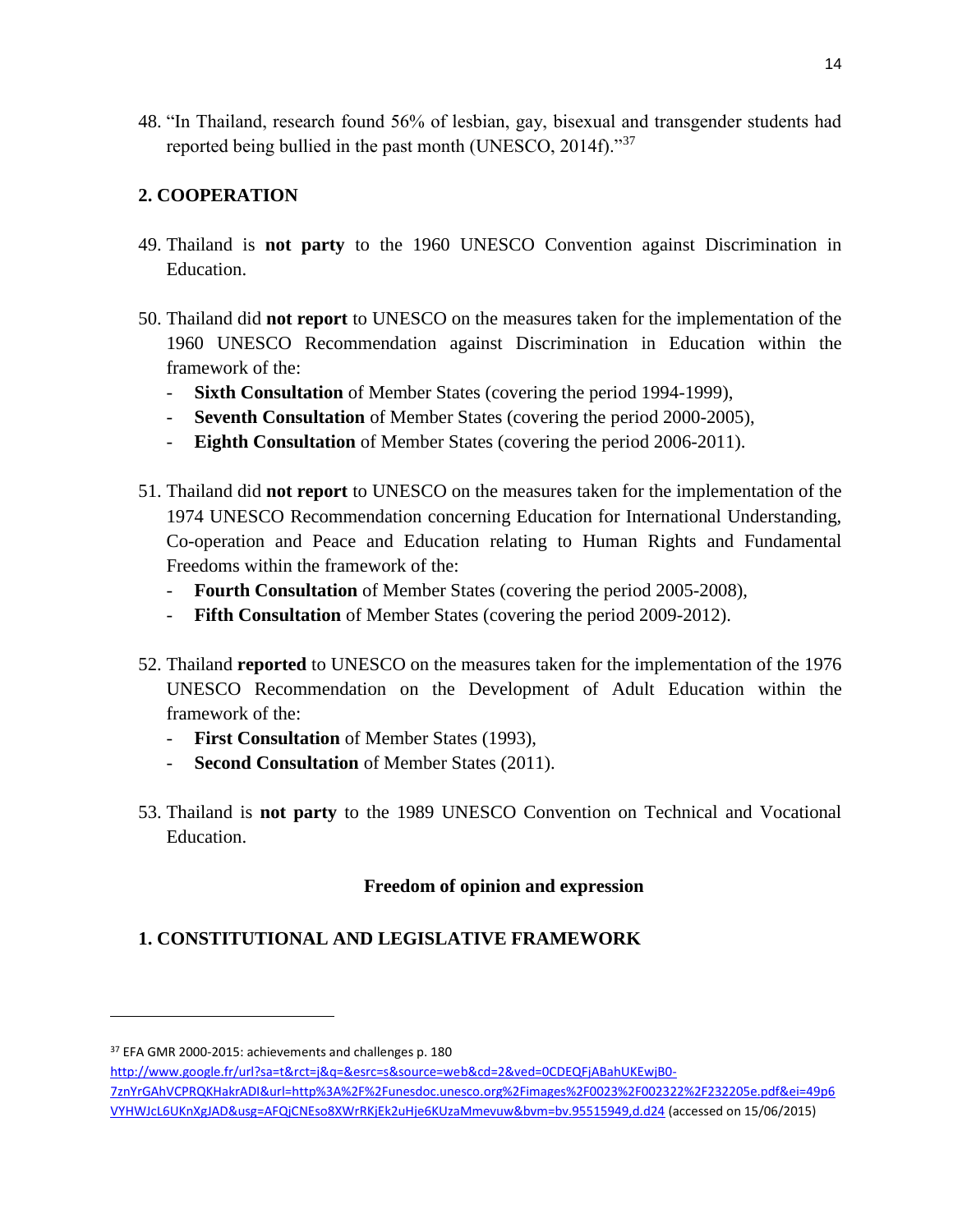48. "In Thailand, research found 56% of lesbian, gay, bisexual and transgender students had reported being bullied in the past month (UNESCO, 2014f)."[37]

## 2. COOPERATION

49. Thailand is **not party** to the 1960 UNESCO Convention against Discrimination in Education.

50. Thailand did **not report** to UNESCO on the measures taken for the implementation of the 1960 UNESCO Recommendation against Discrimination in Education within the framework of the:
    - **Sixth Consultation** of Member States (covering the period 1994-1999),
    - **Seventh Consultation** of Member States (covering the period 2000-2005),
    - **Eighth Consultation** of Member States (covering the period 2006-2011).

51. Thailand did **not report** to UNESCO on the measures taken for the implementation of the 1974 UNESCO Recommendation concerning Education for International Understanding, Co-operation and Peace and Education relating to Human Rights and Fundamental Freedoms within the framework of the:
    - **Fourth Consultation** of Member States (covering the period 2005-2008),
    - **Fifth Consultation** of Member States (covering the period 2009-2012).

52. Thailand **reported** to UNESCO on the measures taken for the implementation of the 1976 UNESCO Recommendation on the Development of Adult Education within the framework of the:
    - **First Consultation** of Member States (1993),
    - **Second Consultation** of Member States (2011).

53. Thailand is **not party** to the 1989 UNESCO Convention on Technical and Vocational Education.

### Freedom of opinion and expression

## 1. CONSTITUTIONAL AND LEGISLATIVE FRAMEWORK

---

[37] EFA GMR 2000-2015: achievements and challenges p. 180 http://www.google.fr/url?sa=t&rct=j&q=&esrc=s&source=web&cd=2&ved=0CDEQFjABahUKEwjB0-7znYrGAhVCPRQKHakrADI&url=http%3A%2F%2Funesdoc.unesco.org%2Fimages%2F0023%2F002322%2F232205e.pdf&ei=49p6VYHWJcL6UKnXgJAD&usg=AFQjCNEso8XWrRKjEk2uHje6KUzaMmevuw&bvm=bv.95515949,d.d24 (accessed on 15/06/2015)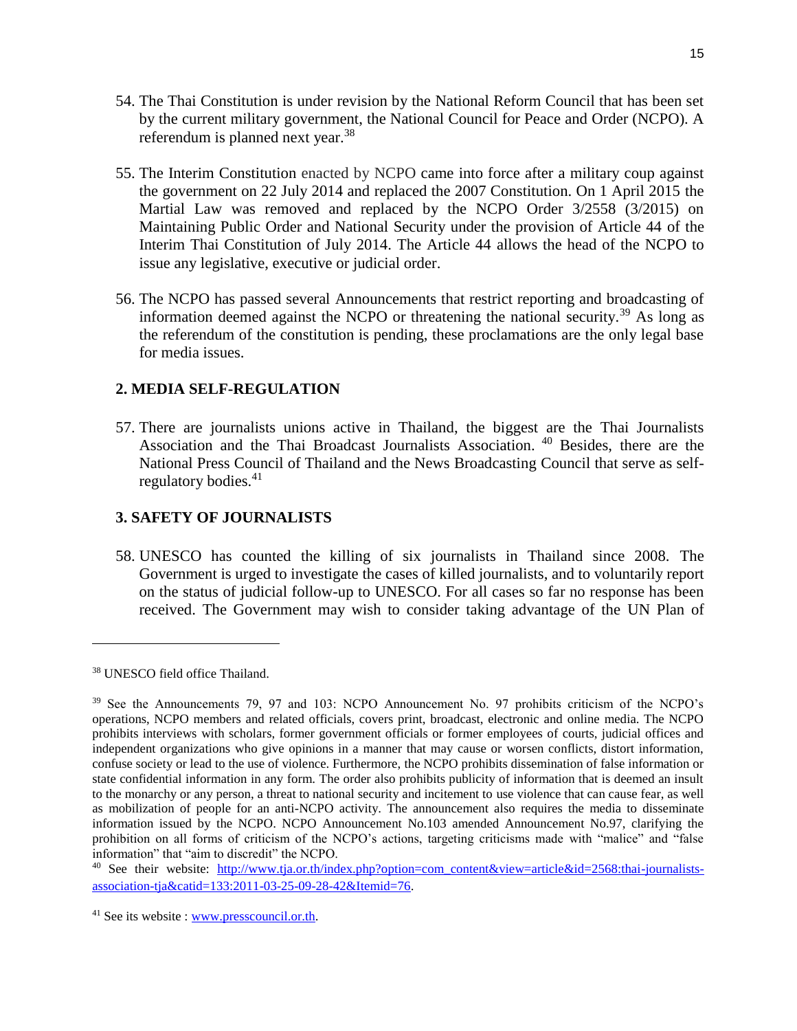54. The Thai Constitution is under revision by the National Reform Council that has been set by the current military government, the National Council for Peace and Order (NCPO). A referendum is planned next year.[38]

55. The Interim Constitution enacted by NCPO came into force after a military coup against the government on 22 July 2014 and replaced the 2007 Constitution. On 1 April 2015 the Martial Law was removed and replaced by the NCPO Order 3/2558 (3/2015) on Maintaining Public Order and National Security under the provision of Article 44 of the Interim Thai Constitution of July 2014. The Article 44 allows the head of the NCPO to issue any legislative, executive or judicial order.

56. The NCPO has passed several Announcements that restrict reporting and broadcasting of information deemed against the NCPO or threatening the national security.[39] As long as the referendum of the constitution is pending, these proclamations are the only legal base for media issues.

## 2. MEDIA SELF-REGULATION

57. There are journalists unions active in Thailand, the biggest are the Thai Journalists Association and the Thai Broadcast Journalists Association.[40] Besides, there are the National Press Council of Thailand and the News Broadcasting Council that serve as self-regulatory bodies.[41]

## 3. SAFETY OF JOURNALISTS

58. UNESCO has counted the killing of six journalists in Thailand since 2008. The Government is urged to investigate the cases of killed journalists, and to voluntarily report on the status of judicial follow-up to UNESCO. For all cases so far no response has been received. The Government may wish to consider taking advantage of the UN Plan of

---

[38] UNESCO field office Thailand.

[39] See the Announcements 79, 97 and 103: NCPO Announcement No. 97 prohibits criticism of the NCPO's operations, NCPO members and related officials, covers print, broadcast, electronic and online media. The NCPO prohibits interviews with scholars, former government officials or former employees of courts, judicial offices and independent organizations who give opinions in a manner that may cause or worsen conflicts, distort information, confuse society or lead to the use of violence. Furthermore, the NCPO prohibits dissemination of false information or state confidential information in any form. The order also prohibits publicity of information that is deemed an insult to the monarchy or any person, a threat to national security and incitement to use violence that can cause fear, as well as mobilization of people for an anti-NCPO activity. The announcement also requires the media to disseminate information issued by the NCPO. NCPO Announcement No.103 amended Announcement No.97, clarifying the prohibition on all forms of criticism of the NCPO's actions, targeting criticisms made with "malice" and "false information" that "aim to discredit" the NCPO.

[40] See their website: http://www.tja.or.th/index.php?option=com_content&view=article&id=2568:thai-journalists-association-tja&catid=133:2011-03-25-09-28-42&Itemid=76.

[41] See its website : www.presscouncil.or.th.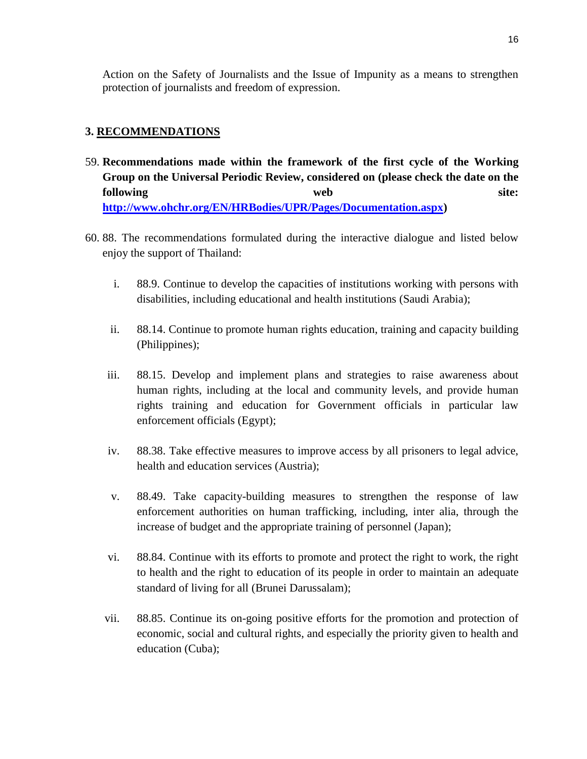Action on the Safety of Journalists and the Issue of Impunity as a means to strengthen protection of journalists and freedom of expression.

## 3. RECOMMENDATIONS

59. **Recommendations made within the framework of the first cycle of the Working Group on the Universal Periodic Review, considered on (please check the date on the following web site: [http://www.ohchr.org/EN/HRBodies/UPR/Pages/Documentation.aspx](http://www.ohchr.org/EN/HRBodies/UPR/Pages/Documentation.aspx))**

60. 88. The recommendations formulated during the interactive dialogue and listed below enjoy the support of Thailand:

    i. 88.9. Continue to develop the capacities of institutions working with persons with disabilities, including educational and health institutions (Saudi Arabia);

    ii. 88.14. Continue to promote human rights education, training and capacity building (Philippines);

    iii. 88.15. Develop and implement plans and strategies to raise awareness about human rights, including at the local and community levels, and provide human rights training and education for Government officials in particular law enforcement officials (Egypt);

    iv. 88.38. Take effective measures to improve access by all prisoners to legal advice, health and education services (Austria);

    v. 88.49. Take capacity-building measures to strengthen the response of law enforcement authorities on human trafficking, including, inter alia, through the increase of budget and the appropriate training of personnel (Japan);

    vi. 88.84. Continue with its efforts to promote and protect the right to work, the right to health and the right to education of its people in order to maintain an adequate standard of living for all (Brunei Darussalam);

    vii. 88.85. Continue its on-going positive efforts for the promotion and protection of economic, social and cultural rights, and especially the priority given to health and education (Cuba);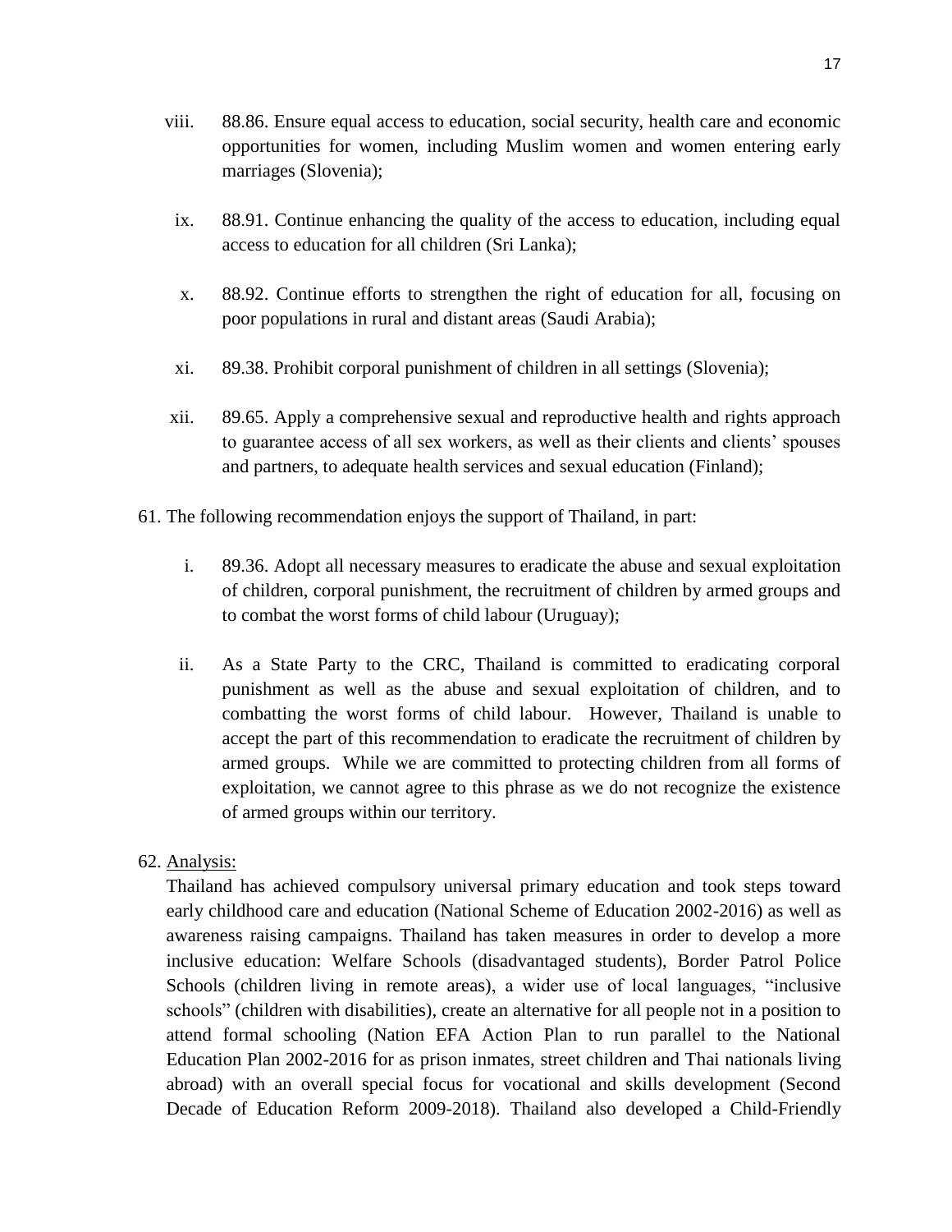viii. 88.86. Ensure equal access to education, social security, health care and economic opportunities for women, including Muslim women and women entering early marriages (Slovenia);

ix. 88.91. Continue enhancing the quality of the access to education, including equal access to education for all children (Sri Lanka);

x. 88.92. Continue efforts to strengthen the right of education for all, focusing on poor populations in rural and distant areas (Saudi Arabia);

xi. 89.38. Prohibit corporal punishment of children in all settings (Slovenia);

xii. 89.65. Apply a comprehensive sexual and reproductive health and rights approach to guarantee access of all sex workers, as well as their clients and clients' spouses and partners, to adequate health services and sexual education (Finland);

61. The following recommendation enjoys the support of Thailand, in part:

i. 89.36. Adopt all necessary measures to eradicate the abuse and sexual exploitation of children, corporal punishment, the recruitment of children by armed groups and to combat the worst forms of child labour (Uruguay);

ii. As a State Party to the CRC, Thailand is committed to eradicating corporal punishment as well as the abuse and sexual exploitation of children, and to combatting the worst forms of child labour. However, Thailand is unable to accept the part of this recommendation to eradicate the recruitment of children by armed groups. While we are committed to protecting children from all forms of exploitation, we cannot agree to this phrase as we do not recognize the existence of armed groups within our territory.

62. Analysis:

Thailand has achieved compulsory universal primary education and took steps toward early childhood care and education (National Scheme of Education 2002-2016) as well as awareness raising campaigns. Thailand has taken measures in order to develop a more inclusive education: Welfare Schools (disadvantaged students), Border Patrol Police Schools (children living in remote areas), a wider use of local languages, "inclusive schools" (children with disabilities), create an alternative for all people not in a position to attend formal schooling (Nation EFA Action Plan to run parallel to the National Education Plan 2002-2016 for as prison inmates, street children and Thai nationals living abroad) with an overall special focus for vocational and skills development (Second Decade of Education Reform 2009-2018). Thailand also developed a Child-Friendly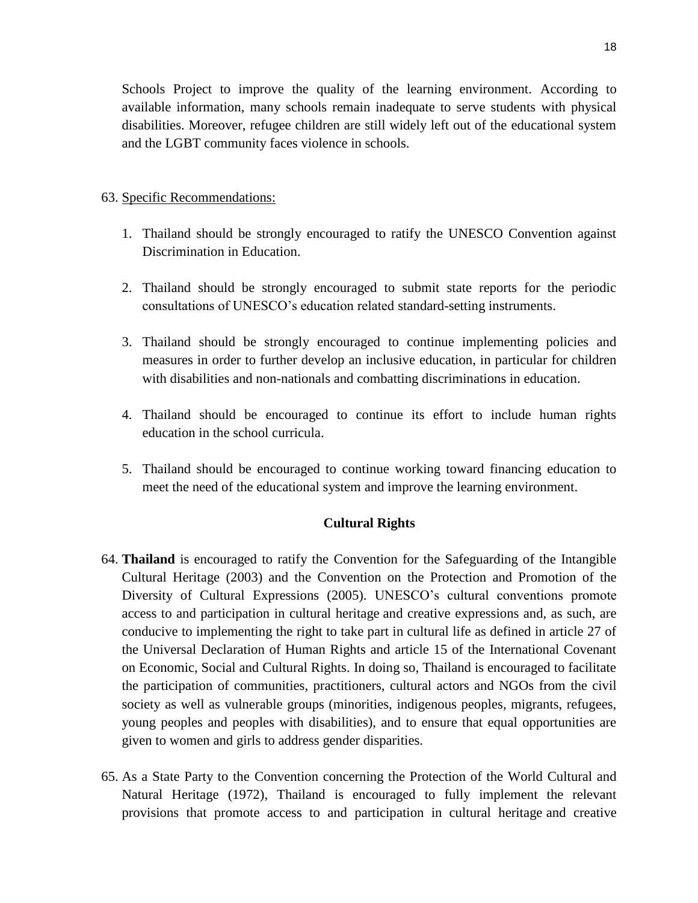Schools Project to improve the quality of the learning environment. According to available information, many schools remain inadequate to serve students with physical disabilities. Moreover, refugee children are still widely left out of the educational system and the LGBT community faces violence in schools.

63. Specific Recommendations:

1. Thailand should be strongly encouraged to ratify the UNESCO Convention against Discrimination in Education.

2. Thailand should be strongly encouraged to submit state reports for the periodic consultations of UNESCO's education related standard-setting instruments.

3. Thailand should be strongly encouraged to continue implementing policies and measures in order to further develop an inclusive education, in particular for children with disabilities and non-nationals and combatting discriminations in education.

4. Thailand should be encouraged to continue its effort to include human rights education in the school curricula.

5. Thailand should be encouraged to continue working toward financing education to meet the need of the educational system and improve the learning environment.

## Cultural Rights

64. **Thailand** is encouraged to ratify the Convention for the Safeguarding of the Intangible Cultural Heritage (2003) and the Convention on the Protection and Promotion of the Diversity of Cultural Expressions (2005). UNESCO's cultural conventions promote access to and participation in cultural heritage and creative expressions and, as such, are conducive to implementing the right to take part in cultural life as defined in article 27 of the Universal Declaration of Human Rights and article 15 of the International Covenant on Economic, Social and Cultural Rights. In doing so, Thailand is encouraged to facilitate the participation of communities, practitioners, cultural actors and NGOs from the civil society as well as vulnerable groups (minorities, indigenous peoples, migrants, refugees, young peoples and peoples with disabilities), and to ensure that equal opportunities are given to women and girls to address gender disparities.

65. As a State Party to the Convention concerning the Protection of the World Cultural and Natural Heritage (1972), Thailand is encouraged to fully implement the relevant provisions that promote access to and participation in cultural heritage and creative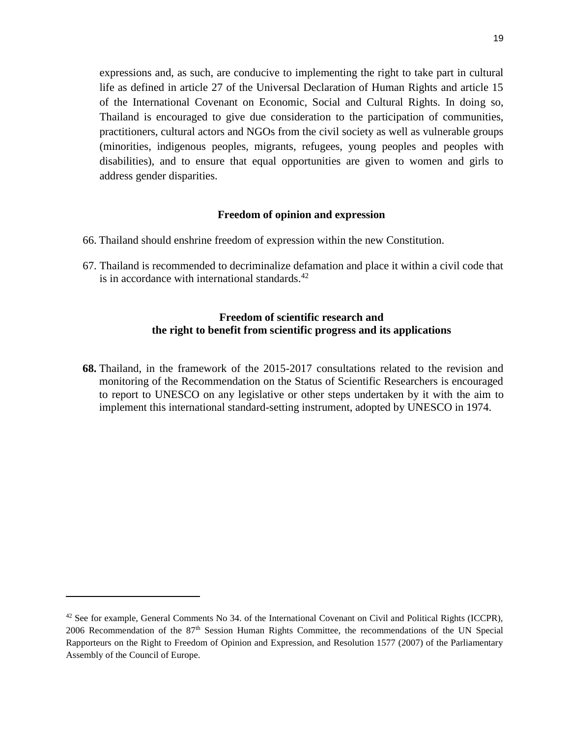expressions and, as such, are conducive to implementing the right to take part in cultural life as defined in article 27 of the Universal Declaration of Human Rights and article 15 of the International Covenant on Economic, Social and Cultural Rights. In doing so, Thailand is encouraged to give due consideration to the participation of communities, practitioners, cultural actors and NGOs from the civil society as well as vulnerable groups (minorities, indigenous peoples, migrants, refugees, young peoples and peoples with disabilities), and to ensure that equal opportunities are given to women and girls to address gender disparities.

### Freedom of opinion and expression

66. Thailand should enshrine freedom of expression within the new Constitution.

67. Thailand is recommended to decriminalize defamation and place it within a civil code that is in accordance with international standards.[42]

### Freedom of scientific research and the right to benefit from scientific progress and its applications

**68.** Thailand, in the framework of the 2015-2017 consultations related to the revision and monitoring of the Recommendation on the Status of Scientific Researchers is encouraged to report to UNESCO on any legislative or other steps undertaken by it with the aim to implement this international standard-setting instrument, adopted by UNESCO in 1974.

---

[42] See for example, General Comments No 34. of the International Covenant on Civil and Political Rights (ICCPR), 2006 Recommendation of the 87th Session Human Rights Committee, the recommendations of the UN Special Rapporteurs on the Right to Freedom of Opinion and Expression, and Resolution 1577 (2007) of the Parliamentary Assembly of the Council of Europe.